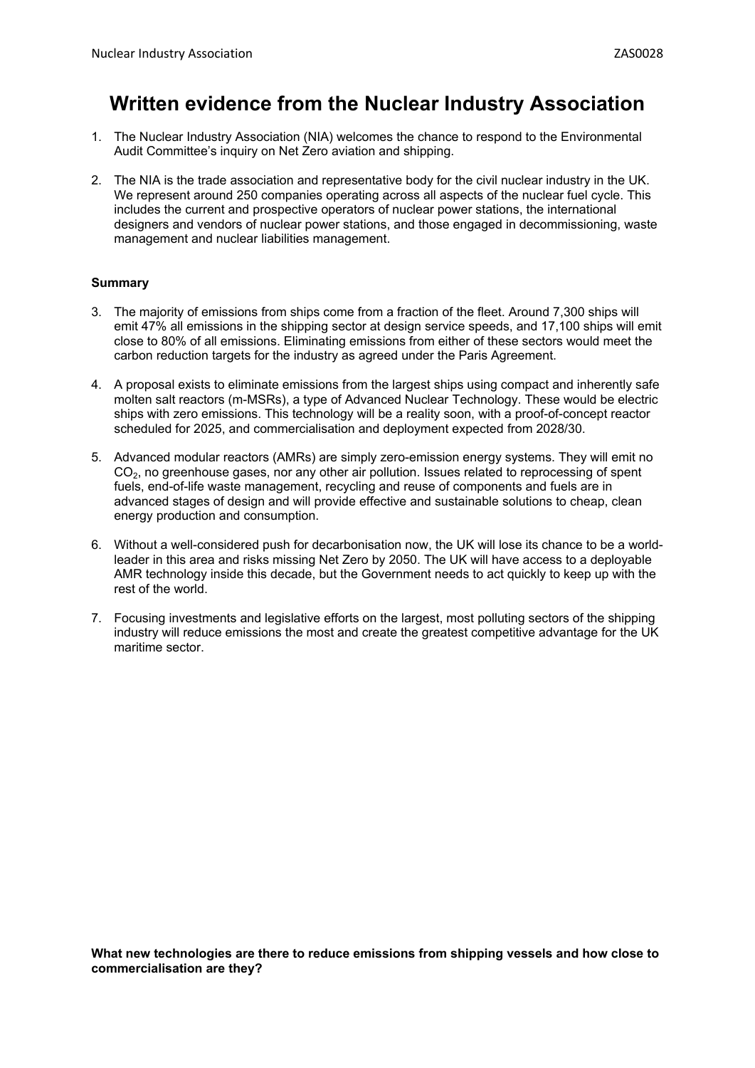# Written evidence from the Nuclear Industry Association

1. The Nuclear Industry Association (NIA) welcomes the chance to respond to the Environmental Audit Committee's inquiry on Net Zero aviation and shipping.

2. The NIA is the trade association and representative body for the civil nuclear industry in the UK. We represent around 250 companies operating across all aspects of the nuclear fuel cycle. This includes the current and prospective operators of nuclear power stations, the international designers and vendors of nuclear power stations, and those engaged in decommissioning, waste management and nuclear liabilities management.

**Summary**

3. The majority of emissions from ships come from a fraction of the fleet. Around 7,300 ships will emit 47% all emissions in the shipping sector at design service speeds, and 17,100 ships will emit close to 80% of all emissions. Eliminating emissions from either of these sectors would meet the carbon reduction targets for the industry as agreed under the Paris Agreement.

4. A proposal exists to eliminate emissions from the largest ships using compact and inherently safe molten salt reactors (m-MSRs), a type of Advanced Nuclear Technology. These would be electric ships with zero emissions. This technology will be a reality soon, with a proof-of-concept reactor scheduled for 2025, and commercialisation and deployment expected from 2028/30.

5. Advanced modular reactors (AMRs) are simply zero-emission energy systems. They will emit no $CO_2$, no greenhouse gases, nor any other air pollution. Issues related to reprocessing of spent fuels, end-of-life waste management, recycling and reuse of components and fuels are in advanced stages of design and will provide effective and sustainable solutions to cheap, clean energy production and consumption.

6. Without a well-considered push for decarbonisation now, the UK will lose its chance to be a world-leader in this area and risks missing Net Zero by 2050. The UK will have access to a deployable AMR technology inside this decade, but the Government needs to act quickly to keep up with the rest of the world.

7. Focusing investments and legislative efforts on the largest, most polluting sectors of the shipping industry will reduce emissions the most and create the greatest competitive advantage for the UK maritime sector.

**What new technologies are there to reduce emissions from shipping vessels and how close to commercialisation are they?**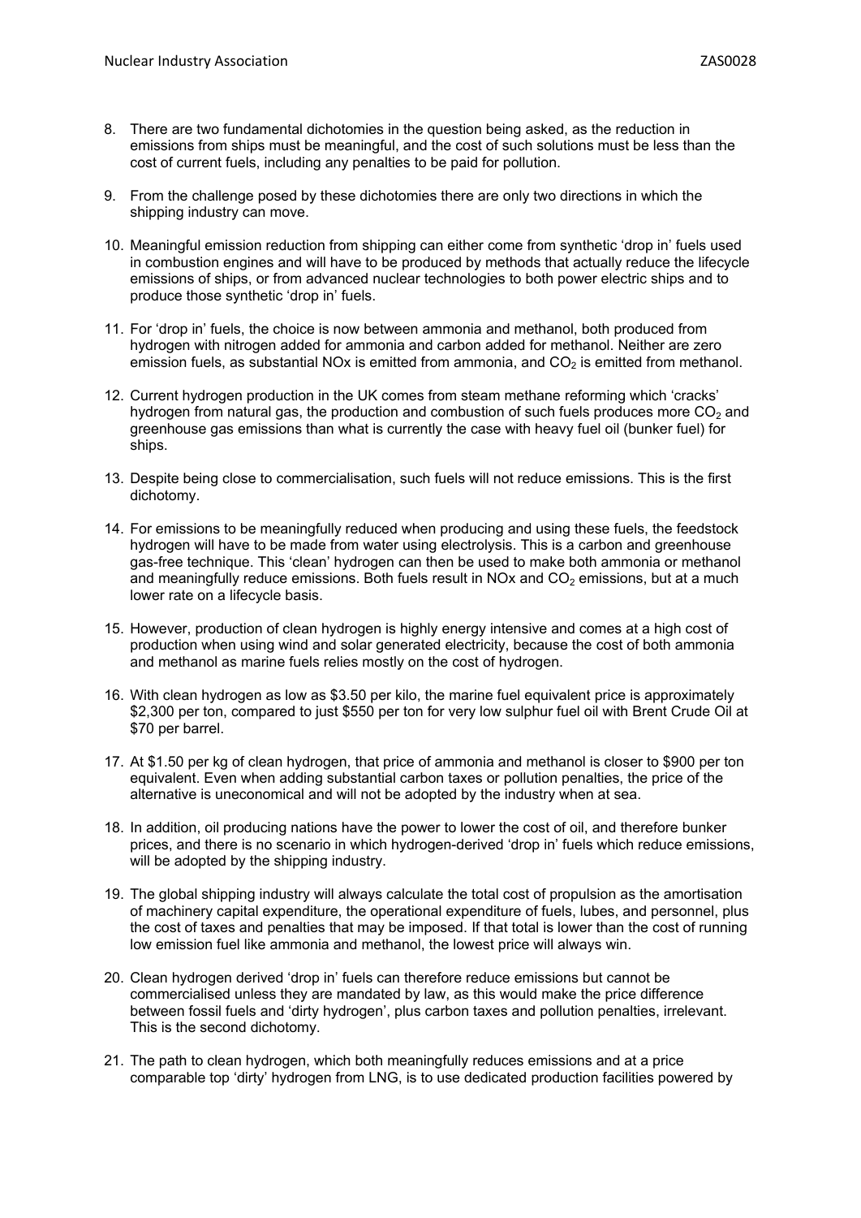8. There are two fundamental dichotomies in the question being asked, as the reduction in emissions from ships must be meaningful, and the cost of such solutions must be less than the cost of current fuels, including any penalties to be paid for pollution.

9. From the challenge posed by these dichotomies there are only two directions in which the shipping industry can move.

10. Meaningful emission reduction from shipping can either come from synthetic 'drop in' fuels used in combustion engines and will have to be produced by methods that actually reduce the lifecycle emissions of ships, or from advanced nuclear technologies to both power electric ships and to produce those synthetic 'drop in' fuels.

11. For 'drop in' fuels, the choice is now between ammonia and methanol, both produced from hydrogen with nitrogen added for ammonia and carbon added for methanol. Neither are zero emission fuels, as substantial NOx is emitted from ammonia, and $CO_2$ is emitted from methanol.

12. Current hydrogen production in the UK comes from steam methane reforming which 'cracks' hydrogen from natural gas, the production and combustion of such fuels produces more $CO_2$ and greenhouse gas emissions than what is currently the case with heavy fuel oil (bunker fuel) for ships.

13. Despite being close to commercialisation, such fuels will not reduce emissions. This is the first dichotomy.

14. For emissions to be meaningfully reduced when producing and using these fuels, the feedstock hydrogen will have to be made from water using electrolysis. This is a carbon and greenhouse gas-free technique. This 'clean' hydrogen can then be used to make both ammonia or methanol and meaningfully reduce emissions. Both fuels result in NOx and $CO_2$ emissions, but at a much lower rate on a lifecycle basis.

15. However, production of clean hydrogen is highly energy intensive and comes at a high cost of production when using wind and solar generated electricity, because the cost of both ammonia and methanol as marine fuels relies mostly on the cost of hydrogen.

16. With clean hydrogen as low as \$3.50 per kilo, the marine fuel equivalent price is approximately \$2,300 per ton, compared to just \$550 per ton for very low sulphur fuel oil with Brent Crude Oil at \$70 per barrel.

17. At \$1.50 per kg of clean hydrogen, that price of ammonia and methanol is closer to \$900 per ton equivalent. Even when adding substantial carbon taxes or pollution penalties, the price of the alternative is uneconomical and will not be adopted by the industry when at sea.

18. In addition, oil producing nations have the power to lower the cost of oil, and therefore bunker prices, and there is no scenario in which hydrogen-derived 'drop in' fuels which reduce emissions, will be adopted by the shipping industry.

19. The global shipping industry will always calculate the total cost of propulsion as the amortisation of machinery capital expenditure, the operational expenditure of fuels, lubes, and personnel, plus the cost of taxes and penalties that may be imposed. If that total is lower than the cost of running low emission fuel like ammonia and methanol, the lowest price will always win.

20. Clean hydrogen derived 'drop in' fuels can therefore reduce emissions but cannot be commercialised unless they are mandated by law, as this would make the price difference between fossil fuels and 'dirty hydrogen', plus carbon taxes and pollution penalties, irrelevant. This is the second dichotomy.

21. The path to clean hydrogen, which both meaningfully reduces emissions and at a price comparable top 'dirty' hydrogen from LNG, is to use dedicated production facilities powered by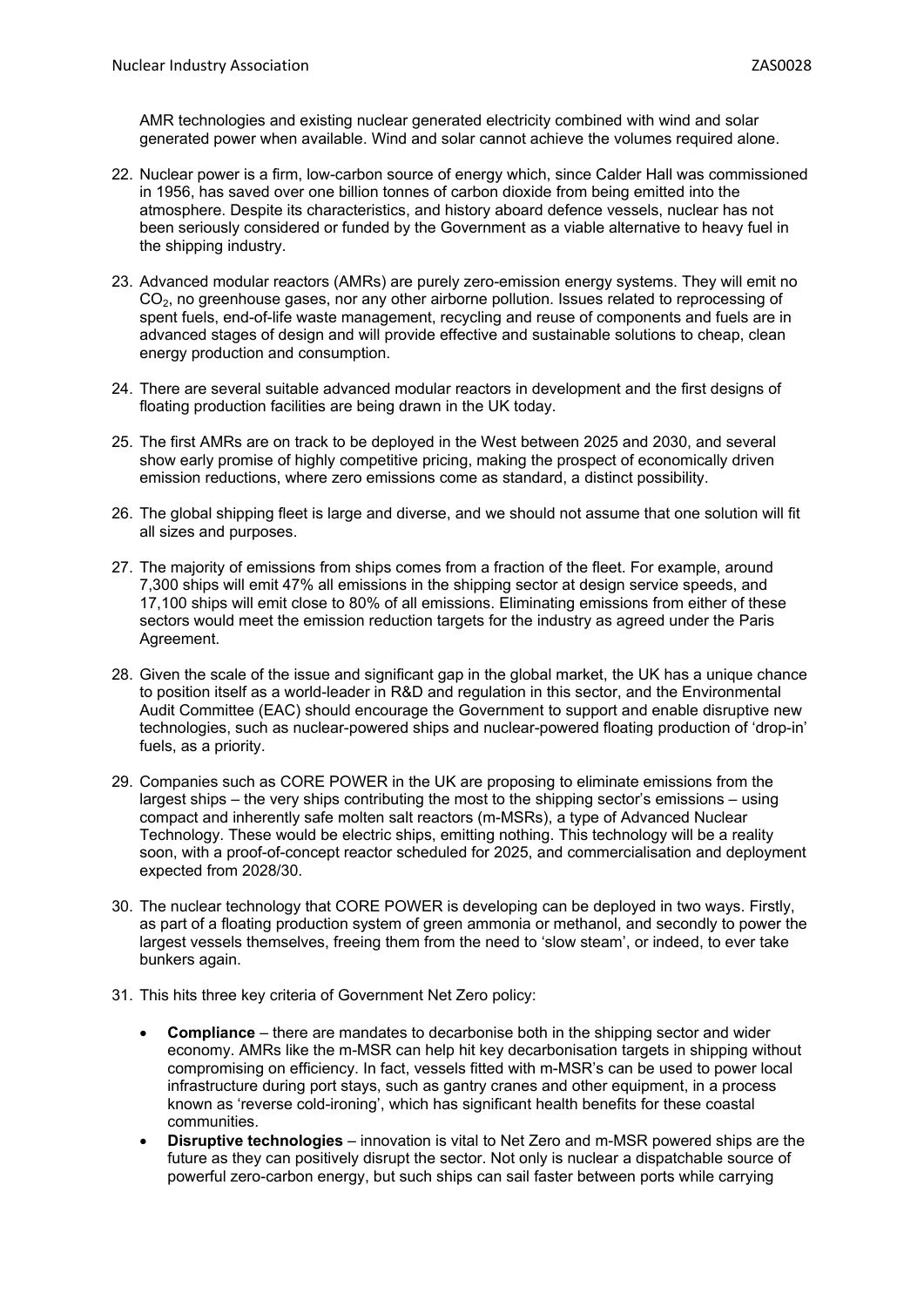AMR technologies and existing nuclear generated electricity combined with wind and solar generated power when available. Wind and solar cannot achieve the volumes required alone.

22. Nuclear power is a firm, low-carbon source of energy which, since Calder Hall was commissioned in 1956, has saved over one billion tonnes of carbon dioxide from being emitted into the atmosphere. Despite its characteristics, and history aboard defence vessels, nuclear has not been seriously considered or funded by the Government as a viable alternative to heavy fuel in the shipping industry.

23. Advanced modular reactors (AMRs) are purely zero-emission energy systems. They will emit no $CO_2$, no greenhouse gases, nor any other airborne pollution. Issues related to reprocessing of spent fuels, end-of-life waste management, recycling and reuse of components and fuels are in advanced stages of design and will provide effective and sustainable solutions to cheap, clean energy production and consumption.

24. There are several suitable advanced modular reactors in development and the first designs of floating production facilities are being drawn in the UK today.

25. The first AMRs are on track to be deployed in the West between 2025 and 2030, and several show early promise of highly competitive pricing, making the prospect of economically driven emission reductions, where zero emissions come as standard, a distinct possibility.

26. The global shipping fleet is large and diverse, and we should not assume that one solution will fit all sizes and purposes.

27. The majority of emissions from ships comes from a fraction of the fleet. For example, around 7,300 ships will emit 47% all emissions in the shipping sector at design service speeds, and 17,100 ships will emit close to 80% of all emissions. Eliminating emissions from either of these sectors would meet the emission reduction targets for the industry as agreed under the Paris Agreement.

28. Given the scale of the issue and significant gap in the global market, the UK has a unique chance to position itself as a world-leader in R&D and regulation in this sector, and the Environmental Audit Committee (EAC) should encourage the Government to support and enable disruptive new technologies, such as nuclear-powered ships and nuclear-powered floating production of 'drop-in' fuels, as a priority.

29. Companies such as CORE POWER in the UK are proposing to eliminate emissions from the largest ships – the very ships contributing the most to the shipping sector's emissions – using compact and inherently safe molten salt reactors (m-MSRs), a type of Advanced Nuclear Technology. These would be electric ships, emitting nothing. This technology will be a reality soon, with a proof-of-concept reactor scheduled for 2025, and commercialisation and deployment expected from 2028/30.

30. The nuclear technology that CORE POWER is developing can be deployed in two ways. Firstly, as part of a floating production system of green ammonia or methanol, and secondly to power the largest vessels themselves, freeing them from the need to 'slow steam', or indeed, to ever take bunkers again.

31. This hits three key criteria of Government Net Zero policy:

    - **Compliance** – there are mandates to decarbonise both in the shipping sector and wider economy. AMRs like the m-MSR can help hit key decarbonisation targets in shipping without compromising on efficiency. In fact, vessels fitted with m-MSR's can be used to power local infrastructure during port stays, such as gantry cranes and other equipment, in a process known as 'reverse cold-ironing', which has significant health benefits for these coastal communities.
    - **Disruptive technologies** – innovation is vital to Net Zero and m-MSR powered ships are the future as they can positively disrupt the sector. Not only is nuclear a dispatchable source of powerful zero-carbon energy, but such ships can sail faster between ports while carrying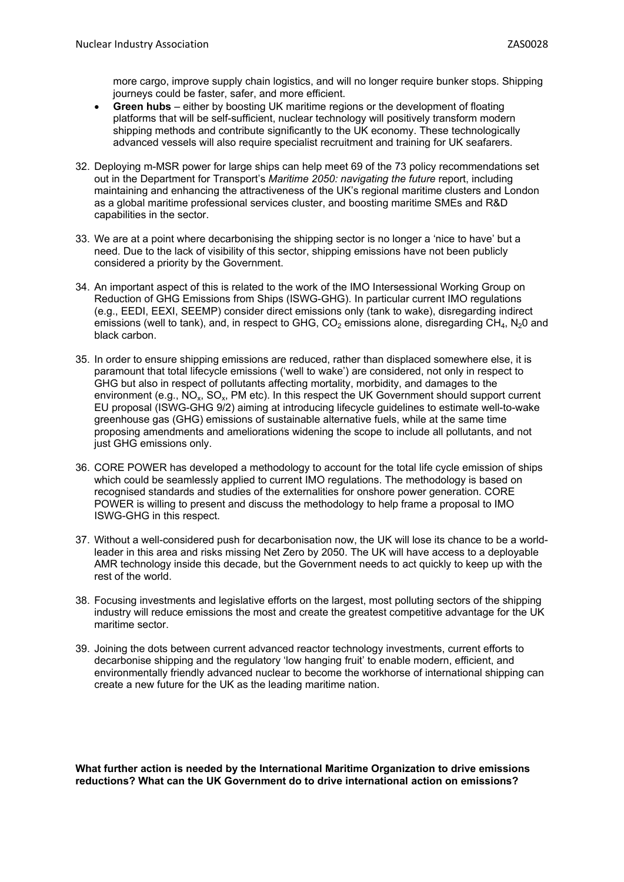more cargo, improve supply chain logistics, and will no longer require bunker stops. Shipping journeys could be faster, safer, and more efficient.

- **Green hubs** – either by boosting UK maritime regions or the development of floating platforms that will be self-sufficient, nuclear technology will positively transform modern shipping methods and contribute significantly to the UK economy. These technologically advanced vessels will also require specialist recruitment and training for UK seafarers.

32. Deploying m-MSR power for large ships can help meet 69 of the 73 policy recommendations set out in the Department for Transport's *Maritime 2050: navigating the future* report, including maintaining and enhancing the attractiveness of the UK's regional maritime clusters and London as a global maritime professional services cluster, and boosting maritime SMEs and R&D capabilities in the sector.

33. We are at a point where decarbonising the shipping sector is no longer a 'nice to have' but a need. Due to the lack of visibility of this sector, shipping emissions have not been publicly considered a priority by the Government.

34. An important aspect of this is related to the work of the IMO Intersessional Working Group on Reduction of GHG Emissions from Ships (ISWG-GHG). In particular current IMO regulations (e.g., EEDI, EEXI, SEEMP) consider direct emissions only (tank to wake), disregarding indirect emissions (well to tank), and, in respect to GHG, $CO_2$ emissions alone, disregarding $CH_4$, $N_20$ and black carbon.

35. In order to ensure shipping emissions are reduced, rather than displaced somewhere else, it is paramount that total lifecycle emissions ('well to wake') are considered, not only in respect to GHG but also in respect of pollutants affecting mortality, morbidity, and damages to the environment (e.g., $NO_x$, $SO_x$, PM etc). In this respect the UK Government should support current EU proposal (ISWG-GHG 9/2) aiming at introducing lifecycle guidelines to estimate well-to-wake greenhouse gas (GHG) emissions of sustainable alternative fuels, while at the same time proposing amendments and ameliorations widening the scope to include all pollutants, and not just GHG emissions only.

36. CORE POWER has developed a methodology to account for the total life cycle emission of ships which could be seamlessly applied to current IMO regulations. The methodology is based on recognised standards and studies of the externalities for onshore power generation. CORE POWER is willing to present and discuss the methodology to help frame a proposal to IMO ISWG-GHG in this respect.

37. Without a well-considered push for decarbonisation now, the UK will lose its chance to be a world-leader in this area and risks missing Net Zero by 2050. The UK will have access to a deployable AMR technology inside this decade, but the Government needs to act quickly to keep up with the rest of the world.

38. Focusing investments and legislative efforts on the largest, most polluting sectors of the shipping industry will reduce emissions the most and create the greatest competitive advantage for the UK maritime sector.

39. Joining the dots between current advanced reactor technology investments, current efforts to decarbonise shipping and the regulatory 'low hanging fruit' to enable modern, efficient, and environmentally friendly advanced nuclear to become the workhorse of international shipping can create a new future for the UK as the leading maritime nation.

**What further action is needed by the International Maritime Organization to drive emissions reductions? What can the UK Government do to drive international action on emissions?**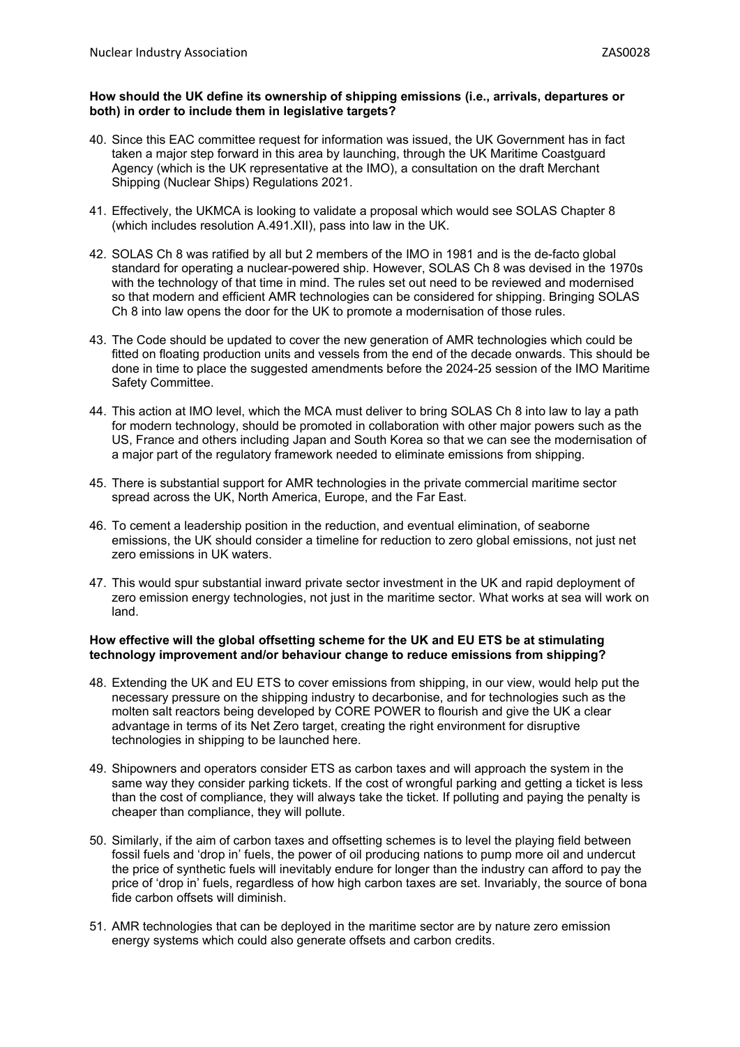**How should the UK define its ownership of shipping emissions (i.e., arrivals, departures or both) in order to include them in legislative targets?**

40. Since this EAC committee request for information was issued, the UK Government has in fact taken a major step forward in this area by launching, through the UK Maritime Coastguard Agency (which is the UK representative at the IMO), a consultation on the draft Merchant Shipping (Nuclear Ships) Regulations 2021.

41. Effectively, the UKMCA is looking to validate a proposal which would see SOLAS Chapter 8 (which includes resolution A.491.XII), pass into law in the UK.

42. SOLAS Ch 8 was ratified by all but 2 members of the IMO in 1981 and is the de-facto global standard for operating a nuclear-powered ship. However, SOLAS Ch 8 was devised in the 1970s with the technology of that time in mind. The rules set out need to be reviewed and modernised so that modern and efficient AMR technologies can be considered for shipping. Bringing SOLAS Ch 8 into law opens the door for the UK to promote a modernisation of those rules.

43. The Code should be updated to cover the new generation of AMR technologies which could be fitted on floating production units and vessels from the end of the decade onwards. This should be done in time to place the suggested amendments before the 2024-25 session of the IMO Maritime Safety Committee.

44. This action at IMO level, which the MCA must deliver to bring SOLAS Ch 8 into law to lay a path for modern technology, should be promoted in collaboration with other major powers such as the US, France and others including Japan and South Korea so that we can see the modernisation of a major part of the regulatory framework needed to eliminate emissions from shipping.

45. There is substantial support for AMR technologies in the private commercial maritime sector spread across the UK, North America, Europe, and the Far East.

46. To cement a leadership position in the reduction, and eventual elimination, of seaborne emissions, the UK should consider a timeline for reduction to zero global emissions, not just net zero emissions in UK waters.

47. This would spur substantial inward private sector investment in the UK and rapid deployment of zero emission energy technologies, not just in the maritime sector. What works at sea will work on land.

**How effective will the global offsetting scheme for the UK and EU ETS be at stimulating technology improvement and/or behaviour change to reduce emissions from shipping?**

48. Extending the UK and EU ETS to cover emissions from shipping, in our view, would help put the necessary pressure on the shipping industry to decarbonise, and for technologies such as the molten salt reactors being developed by CORE POWER to flourish and give the UK a clear advantage in terms of its Net Zero target, creating the right environment for disruptive technologies in shipping to be launched here.

49. Shipowners and operators consider ETS as carbon taxes and will approach the system in the same way they consider parking tickets. If the cost of wrongful parking and getting a ticket is less than the cost of compliance, they will always take the ticket. If polluting and paying the penalty is cheaper than compliance, they will pollute.

50. Similarly, if the aim of carbon taxes and offsetting schemes is to level the playing field between fossil fuels and 'drop in' fuels, the power of oil producing nations to pump more oil and undercut the price of synthetic fuels will inevitably endure for longer than the industry can afford to pay the price of 'drop in' fuels, regardless of how high carbon taxes are set. Invariably, the source of bona fide carbon offsets will diminish.

51. AMR technologies that can be deployed in the maritime sector are by nature zero emission energy systems which could also generate offsets and carbon credits.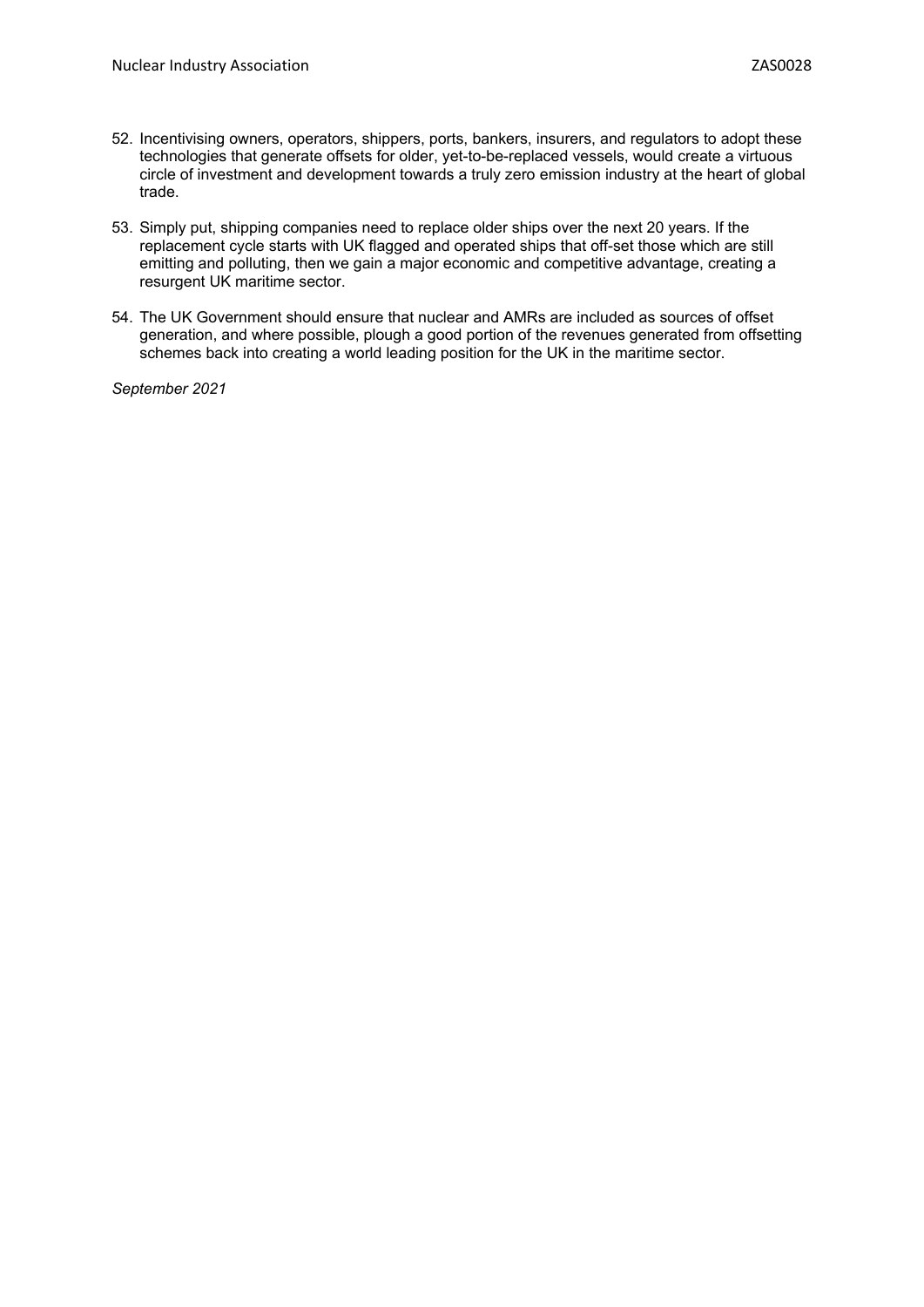52. Incentivising owners, operators, shippers, ports, bankers, insurers, and regulators to adopt these technologies that generate offsets for older, yet-to-be-replaced vessels, would create a virtuous circle of investment and development towards a truly zero emission industry at the heart of global trade.

53. Simply put, shipping companies need to replace older ships over the next 20 years. If the replacement cycle starts with UK flagged and operated ships that off-set those which are still emitting and polluting, then we gain a major economic and competitive advantage, creating a resurgent UK maritime sector.

54. The UK Government should ensure that nuclear and AMRs are included as sources of offset generation, and where possible, plough a good portion of the revenues generated from offsetting schemes back into creating a world leading position for the UK in the maritime sector.

*September 2021*